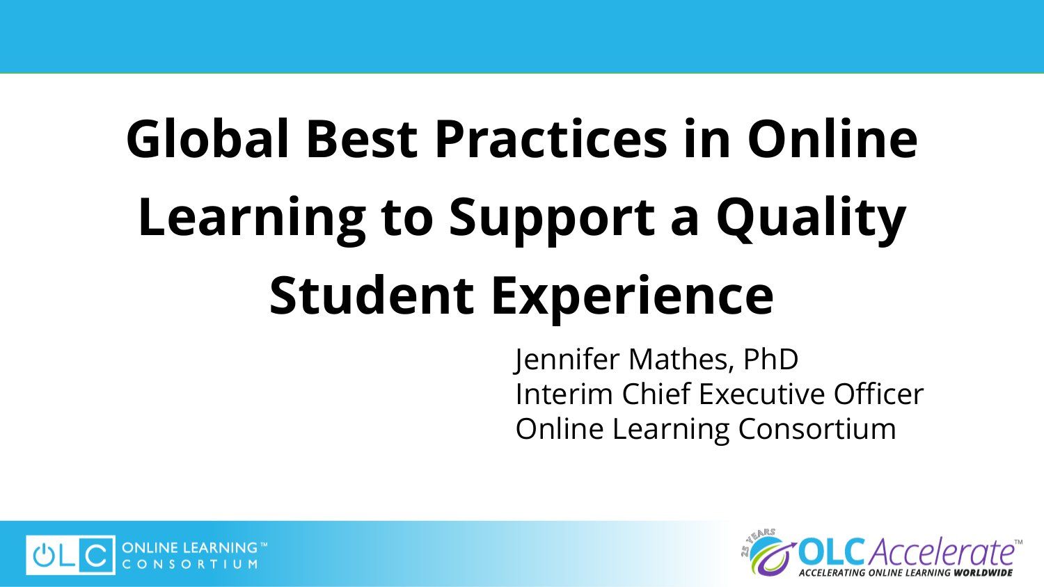# Global Best Practices in Online Learning to Support a Quality Student Experience

Jennifer Mathes, PhD
Interim Chief Executive Officer
Online Learning Consortium

ONLINE LEARNING™ CONSORTIUM

25 YEARS OLC Accelerate™
ACCELERATING ONLINE LEARNING WORLDWIDE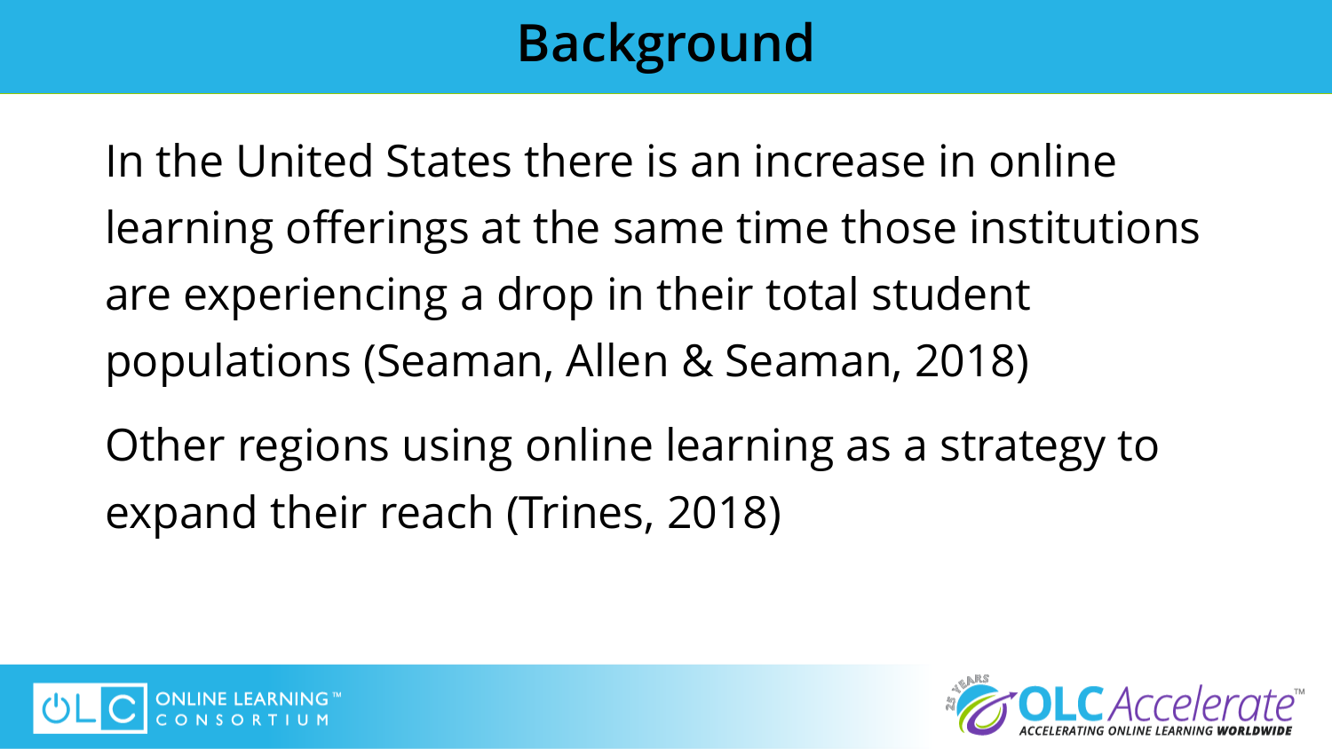# Background

In the United States there is an increase in online learning offerings at the same time those institutions are experiencing a drop in their total student populations (Seaman, Allen & Seaman, 2018)

Other regions using online learning as a strategy to expand their reach (Trines, 2018)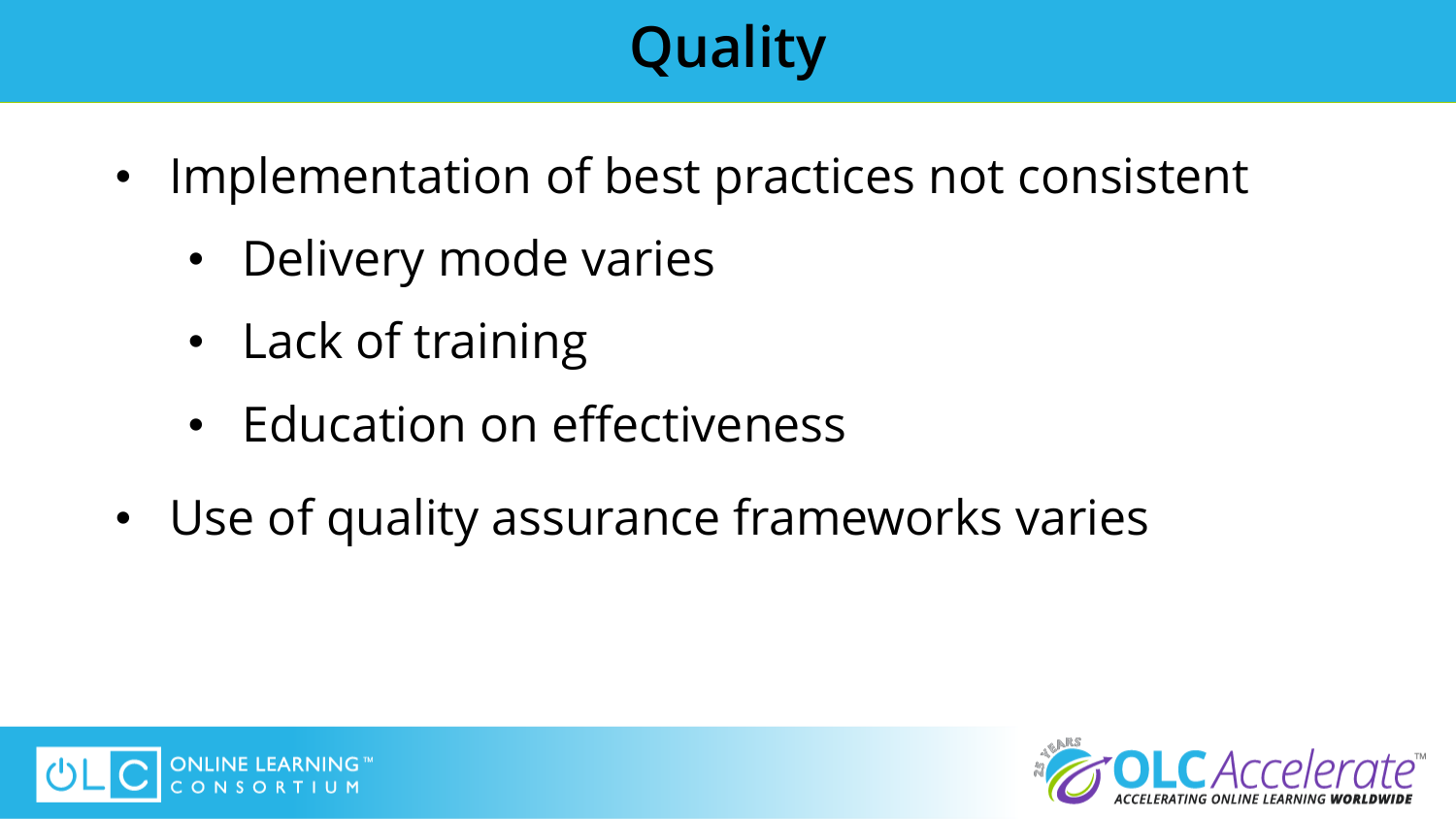# Quality

- Implementation of best practices not consistent
  - Delivery mode varies
  - Lack of training
  - Education on effectiveness
- Use of quality assurance frameworks varies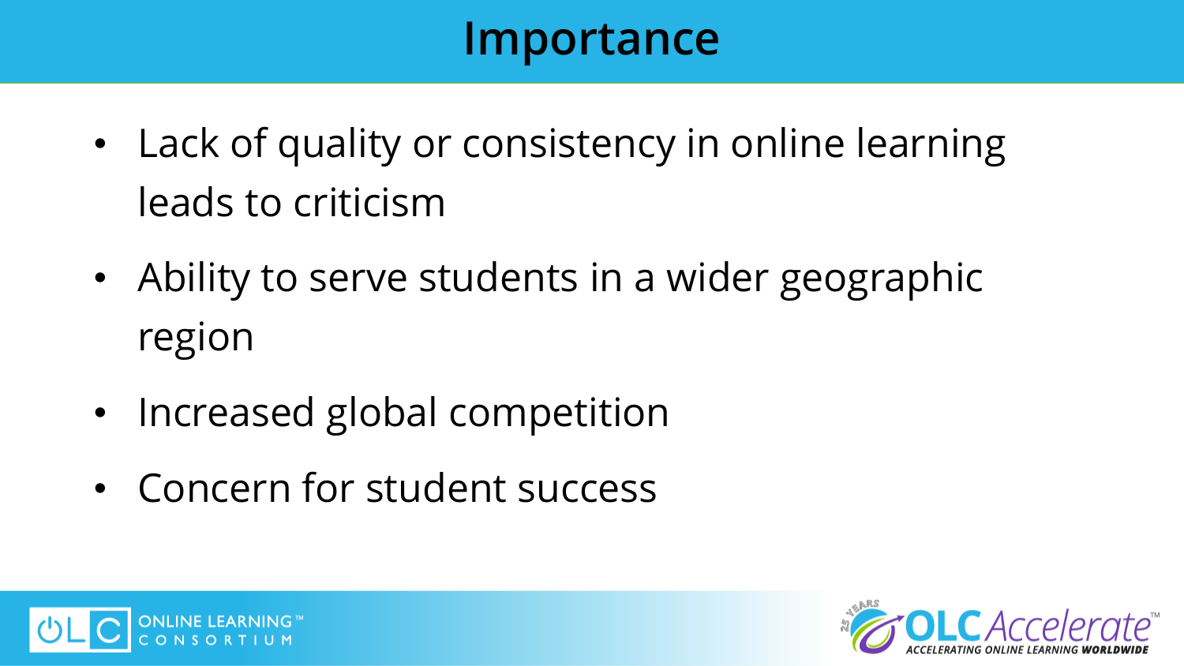# Importance

- Lack of quality or consistency in online learning leads to criticism
- Ability to serve students in a wider geographic region
- Increased global competition
- Concern for student success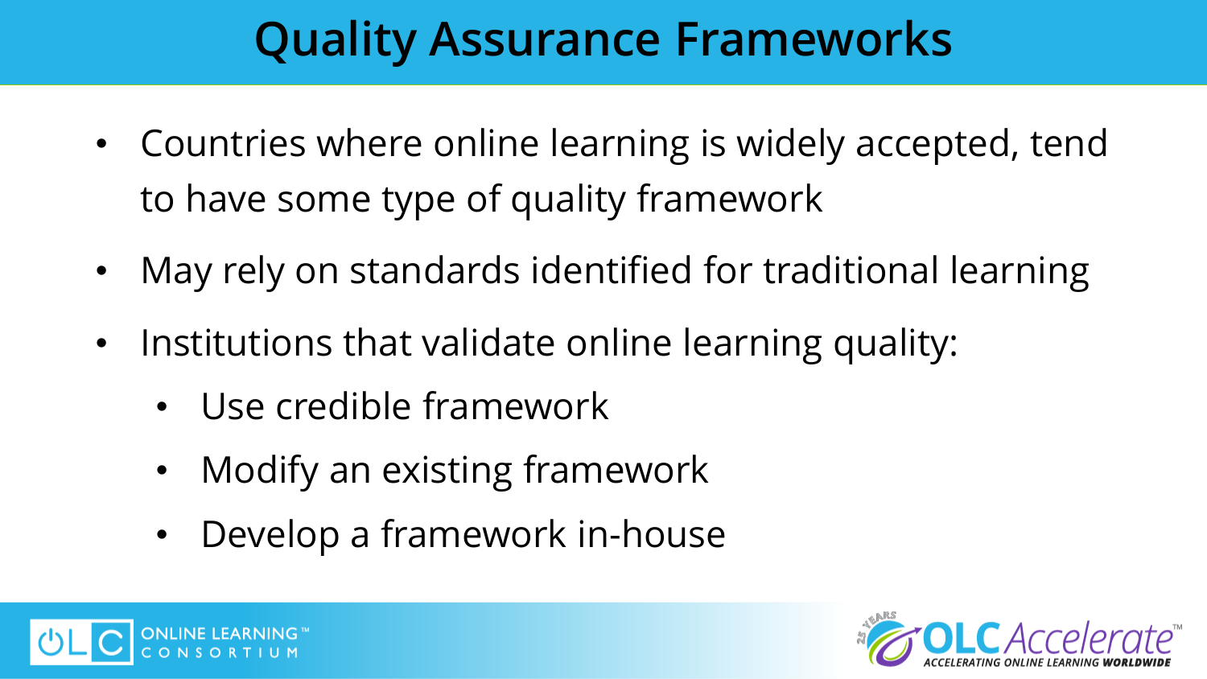# Quality Assurance Frameworks

- Countries where online learning is widely accepted, tend to have some type of quality framework
- May rely on standards identified for traditional learning
- Institutions that validate online learning quality:
  - Use credible framework
  - Modify an existing framework
  - Develop a framework in-house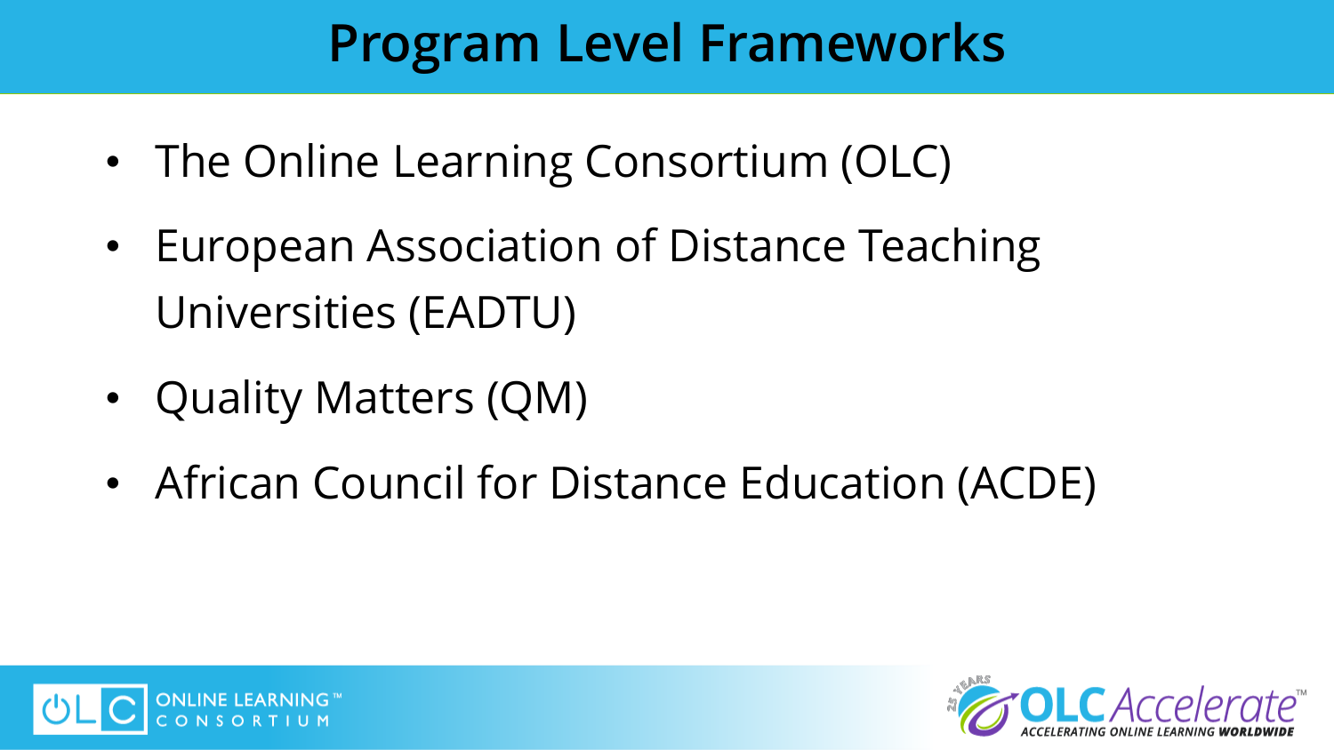# Program Level Frameworks

- The Online Learning Consortium (OLC)
- European Association of Distance Teaching Universities (EADTU)
- Quality Matters (QM)
- African Council for Distance Education (ACDE)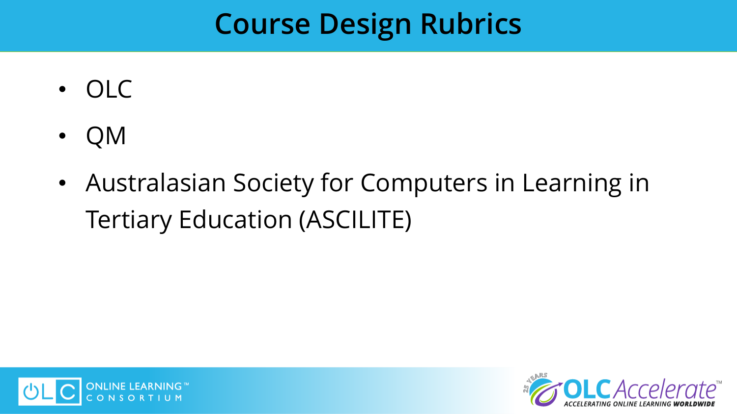# Course Design Rubrics

- OLC
- QM
- Australasian Society for Computers in Learning in Tertiary Education (ASCILITE)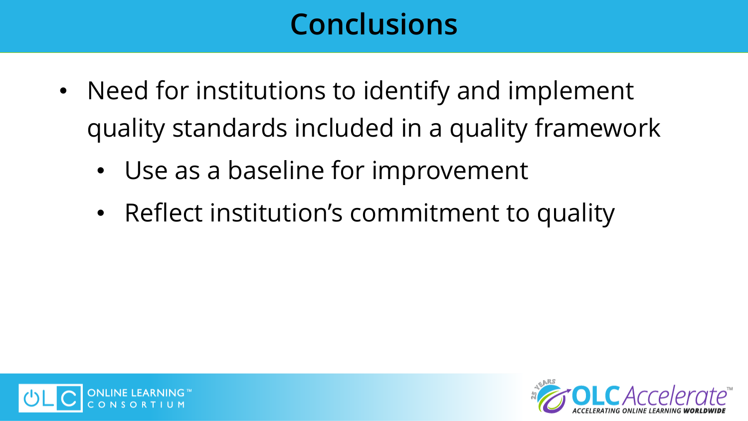# Conclusions

- Need for institutions to identify and implement quality standards included in a quality framework
  - Use as a baseline for improvement
  - Reflect institution's commitment to quality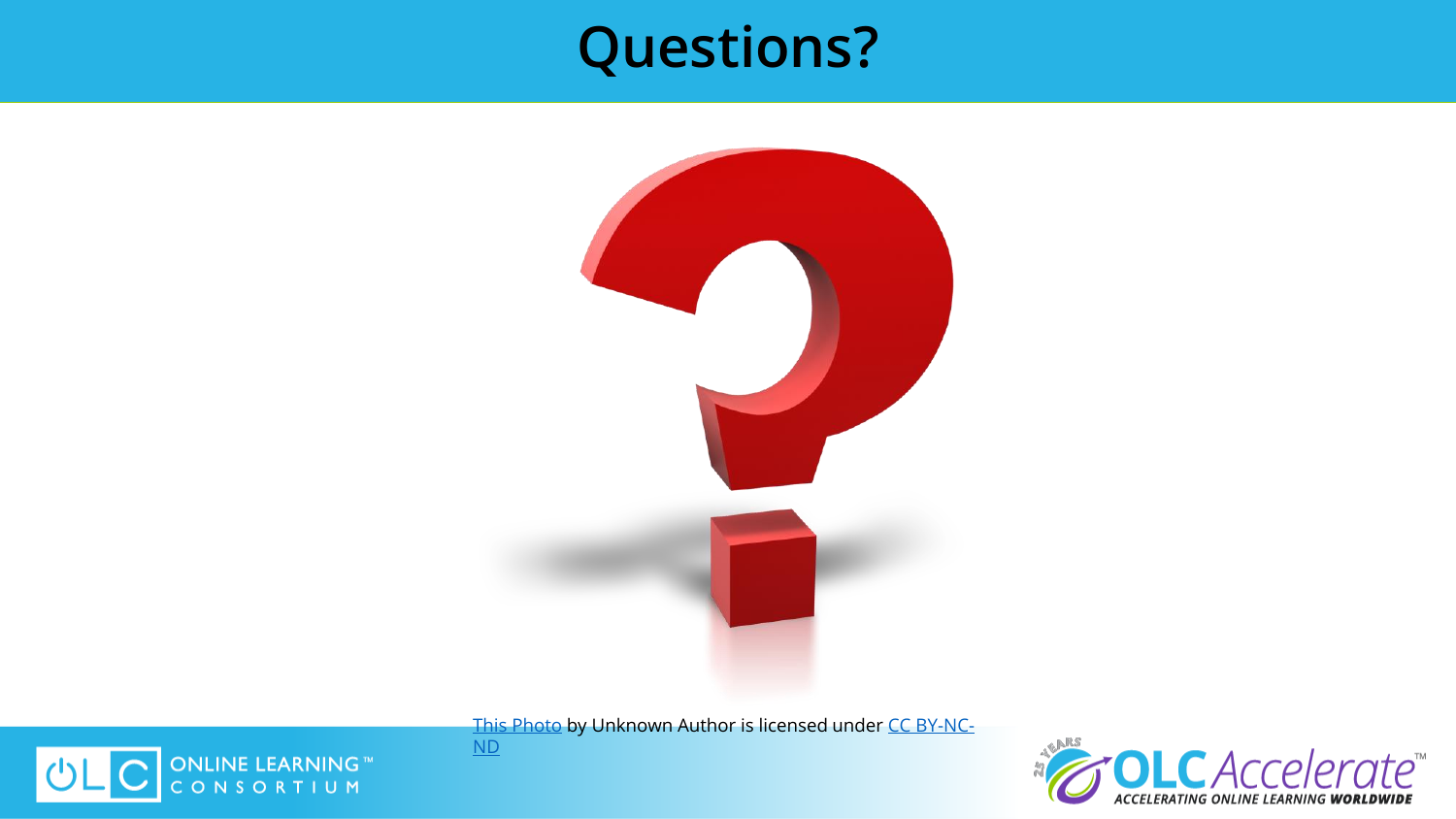# Questions?

This Photo by Unknown Author is licensed under CC BY-NC-ND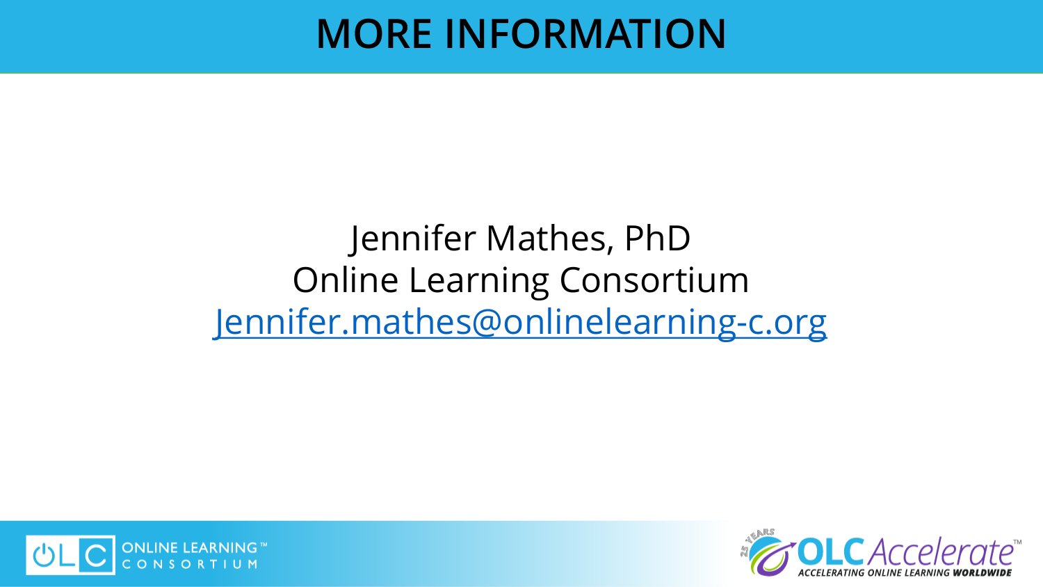# MORE INFORMATION

Jennifer Mathes, PhD

Online Learning Consortium

[Jennifer.mathes@onlinelearning-c.org](mailto:Jennifer.mathes@onlinelearning-c.org)